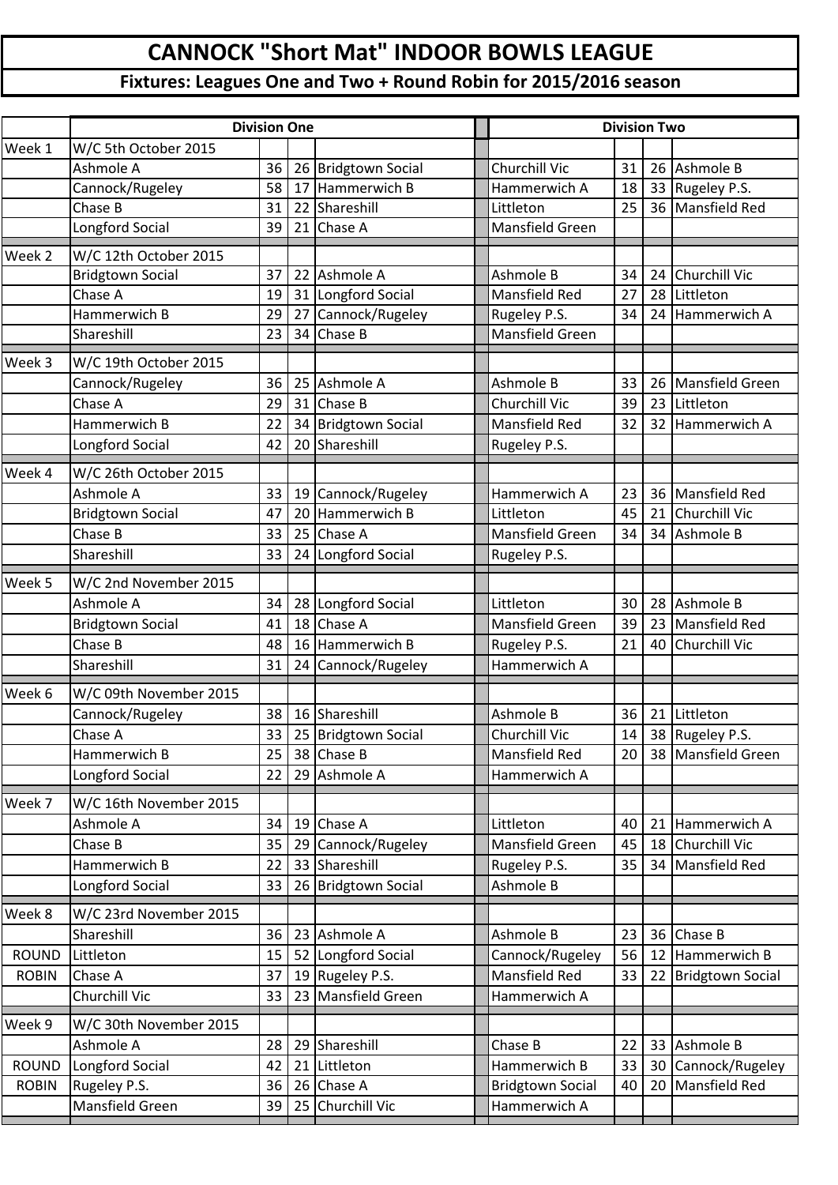# CANNOCK "Short Mat" INDOOR BOWLS LEAGUE

## Fixtures: Leagues One and Two + Round Robin for 2015/2016 season

| | Division One | | | | Division Two | | | |
|---|---|---|---|---|---|---|---|---|
| Week 1 | W/C 5th October 2015 | | | | | | | |
| | Ashmole A | 36 | 26 | Bridgtown Social | Churchill Vic | 31 | 26 | Ashmole B |
| | Cannock/Rugeley | 58 | 17 | Hammerwich B | Hammerwich A | 18 | 33 | Rugeley P.S. |
| | Chase B | 31 | 22 | Shareshill | Littleton | 25 | 36 | Mansfield Red |
| | Longford Social | 39 | 21 | Chase A | Mansfield Green | | | |
| Week 2 | W/C 12th October 2015 | | | | | | | |
| | Bridgtown Social | 37 | 22 | Ashmole A | Ashmole B | 34 | 24 | Churchill Vic |
| | Chase A | 19 | 31 | Longford Social | Mansfield Red | 27 | 28 | Littleton |
| | Hammerwich B | 29 | 27 | Cannock/Rugeley | Rugeley P.S. | 34 | 24 | Hammerwich A |
| | Shareshill | 23 | 34 | Chase B | Mansfield Green | | | |
| Week 3 | W/C 19th October 2015 | | | | | | | |
| | Cannock/Rugeley | 36 | 25 | Ashmole A | Ashmole B | 33 | 26 | Mansfield Green |
| | Chase A | 29 | 31 | Chase B | Churchill Vic | 39 | 23 | Littleton |
| | Hammerwich B | 22 | 34 | Bridgtown Social | Mansfield Red | 32 | 32 | Hammerwich A |
| | Longford Social | 42 | 20 | Shareshill | Rugeley P.S. | | | |
| Week 4 | W/C 26th October 2015 | | | | | | | |
| | Ashmole A | 33 | 19 | Cannock/Rugeley | Hammerwich A | 23 | 36 | Mansfield Red |
| | Bridgtown Social | 47 | 20 | Hammerwich B | Littleton | 45 | 21 | Churchill Vic |
| | Chase B | 33 | 25 | Chase A | Mansfield Green | 34 | 34 | Ashmole B |
| | Shareshill | 33 | 24 | Longford Social | Rugeley P.S. | | | |
| Week 5 | W/C 2nd November 2015 | | | | | | | |
| | Ashmole A | 34 | 28 | Longford Social | Littleton | 30 | 28 | Ashmole B |
| | Bridgtown Social | 41 | 18 | Chase A | Mansfield Green | 39 | 23 | Mansfield Red |
| | Chase B | 48 | 16 | Hammerwich B | Rugeley P.S. | 21 | 40 | Churchill Vic |
| | Shareshill | 31 | 24 | Cannock/Rugeley | Hammerwich A | | | |
| Week 6 | W/C 09th November 2015 | | | | | | | |
| | Cannock/Rugeley | 38 | 16 | Shareshill | Ashmole B | 36 | 21 | Littleton |
| | Chase A | 33 | 25 | Bridgtown Social | Churchill Vic | 14 | 38 | Rugeley P.S. |
| | Hammerwich B | 25 | 38 | Chase B | Mansfield Red | 20 | 38 | Mansfield Green |
| | Longford Social | 22 | 29 | Ashmole A | Hammerwich A | | | |
| Week 7 | W/C 16th November 2015 | | | | | | | |
| | Ashmole A | 34 | 19 | Chase A | Littleton | 40 | 21 | Hammerwich A |
| | Chase B | 35 | 29 | Cannock/Rugeley | Mansfield Green | 45 | 18 | Churchill Vic |
| | Hammerwich B | 22 | 33 | Shareshill | Rugeley P.S. | 35 | 34 | Mansfield Red |
| | Longford Social | 33 | 26 | Bridgtown Social | Ashmole B | | | |
| Week 8 | W/C 23rd November 2015 | | | | | | | |
| | Shareshill | 36 | 23 | Ashmole A | Ashmole B | 23 | 36 | Chase B |
| ROUND | Littleton | 15 | 52 | Longford Social | Cannock/Rugeley | 56 | 12 | Hammerwich B |
| ROBIN | Chase A | 37 | 19 | Rugeley P.S. | Mansfield Red | 33 | 22 | Bridgtown Social |
| | Churchill Vic | 33 | 23 | Mansfield Green | Hammerwich A | | | |
| Week 9 | W/C 30th November 2015 | | | | | | | |
| | Ashmole A | 28 | 29 | Shareshill | Chase B | 22 | 33 | Ashmole B |
| ROUND | Longford Social | 42 | 21 | Littleton | Hammerwich B | 33 | 30 | Cannock/Rugeley |
| ROBIN | Rugeley P.S. | 36 | 26 | Chase A | Bridgtown Social | 40 | 20 | Mansfield Red |
| | Mansfield Green | 39 | 25 | Churchill Vic | Hammerwich A | | | |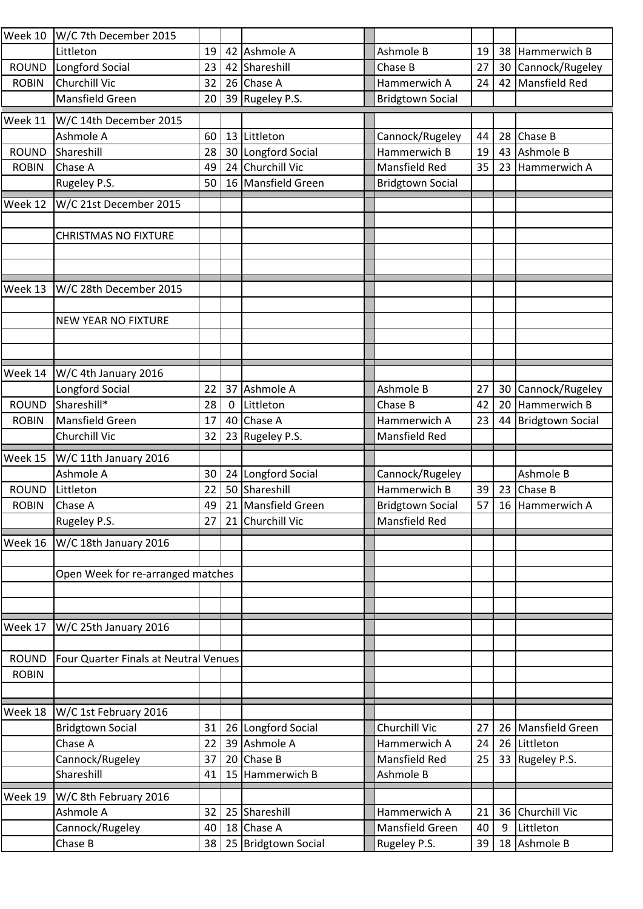| | | | | | | | | |
|---|---|---|---|---|---|---|---|---|
| Week 10 | W/C 7th December 2015 | | | | | | | |
| | Littleton | 19 | 42 | Ashmole A | Ashmole B | 19 | 38 | Hammerwich B |
| ROUND | Longford Social | 23 | 42 | Shareshill | Chase B | 27 | 30 | Cannock/Rugeley |
| ROBIN | Churchill Vic | 32 | 26 | Chase A | Hammerwich A | 24 | 42 | Mansfield Red |
| | Mansfield Green | 20 | 39 | Rugeley P.S. | Bridgtown Social | | | |
| Week 11 | W/C 14th December 2015 | | | | | | | |
| | Ashmole A | 60 | 13 | Littleton | Cannock/Rugeley | 44 | 28 | Chase B |
| ROUND | Shareshill | 28 | 30 | Longford Social | Hammerwich B | 19 | 43 | Ashmole B |
| ROBIN | Chase A | 49 | 24 | Churchill Vic | Mansfield Red | 35 | 23 | Hammerwich A |
| | Rugeley P.S. | 50 | 16 | Mansfield Green | Bridgtown Social | | | |
| Week 12 | W/C 21st December 2015 | | | | | | | |
| | | | | | | | | |
| | CHRISTMAS NO FIXTURE | | | | | | | |
| | | | | | | | | |
| | | | | | | | | |
| Week 13 | W/C 28th December 2015 | | | | | | | |
| | | | | | | | | |
| | NEW YEAR NO FIXTURE | | | | | | | |
| | | | | | | | | |
| | | | | | | | | |
| Week 14 | W/C 4th January 2016 | | | | | | | |
| | Longford Social | 22 | 37 | Ashmole A | Ashmole B | 27 | 30 | Cannock/Rugeley |
| ROUND | Shareshill* | 28 | 0 | Littleton | Chase B | 42 | 20 | Hammerwich B |
| ROBIN | Mansfield Green | 17 | 40 | Chase A | Hammerwich A | 23 | 44 | Bridgtown Social |
| | Churchill Vic | 32 | 23 | Rugeley P.S. | Mansfield Red | | | |
| Week 15 | W/C 11th January 2016 | | | | | | | |
| | Ashmole A | 30 | 24 | Longford Social | Cannock/Rugeley | | | Ashmole B |
| ROUND | Littleton | 22 | 50 | Shareshill | Hammerwich B | 39 | 23 | Chase B |
| ROBIN | Chase A | 49 | 21 | Mansfield Green | Bridgtown Social | 57 | 16 | Hammerwich A |
| | Rugeley P.S. | 27 | 21 | Churchill Vic | Mansfield Red | | | |
| Week 16 | W/C 18th January 2016 | | | | | | | |
| | | | | | | | | |
| | Open Week for re-arranged matches | | | | | | | |
| | | | | | | | | |
| | | | | | | | | |
| Week 17 | W/C 25th January 2016 | | | | | | | |
| | | | | | | | | |
| ROUND | Four Quarter Finals at Neutral Venues | | | | | | | |
| ROBIN | | | | | | | | |
| | | | | | | | | |
| Week 18 | W/C 1st February 2016 | | | | | | | |
| | Bridgtown Social | 31 | 26 | Longford Social | Churchill Vic | 27 | 26 | Mansfield Green |
| | Chase A | 22 | 39 | Ashmole A | Hammerwich A | 24 | 26 | Littleton |
| | Cannock/Rugeley | 37 | 20 | Chase B | Mansfield Red | 25 | 33 | Rugeley P.S. |
| | Shareshill | 41 | 15 | Hammerwich B | Ashmole B | | | |
| Week 19 | W/C 8th February 2016 | | | | | | | |
| | Ashmole A | 32 | 25 | Shareshill | Hammerwich A | 21 | 36 | Churchill Vic |
| | Cannock/Rugeley | 40 | 18 | Chase A | Mansfield Green | 40 | 9 | Littleton |
| | Chase B | 38 | 25 | Bridgtown Social | Rugeley P.S. | 39 | 18 | Ashmole B |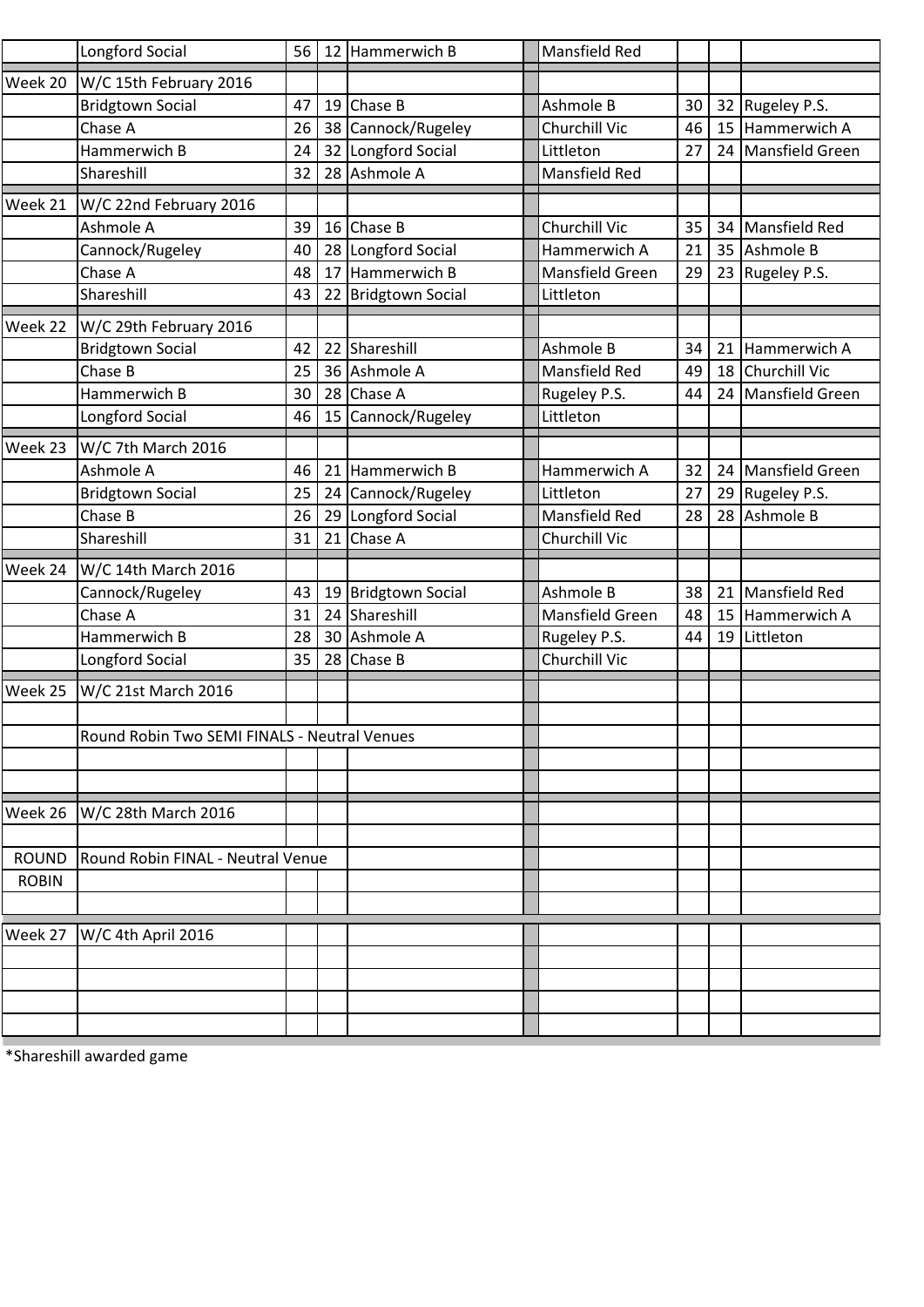| | | | | | | | | | |
|---|---|---|---|---|---|---|---|---|---|
| | Longford Social | 56 | 12 | Hammerwich B | | Mansfield Red | | | |
| Week 20 | W/C 15th February 2016 | | | | | | | | |
| | Bridgtown Social | 47 | 19 | Chase B | | Ashmole B | 30 | 32 | Rugeley P.S. |
| | Chase A | 26 | 38 | Cannock/Rugeley | | Churchill Vic | 46 | 15 | Hammerwich A |
| | Hammerwich B | 24 | 32 | Longford Social | | Littleton | 27 | 24 | Mansfield Green |
| | Shareshill | 32 | 28 | Ashmole A | | Mansfield Red | | | |
| Week 21 | W/C 22nd February 2016 | | | | | | | | |
| | Ashmole A | 39 | 16 | Chase B | | Churchill Vic | 35 | 34 | Mansfield Red |
| | Cannock/Rugeley | 40 | 28 | Longford Social | | Hammerwich A | 21 | 35 | Ashmole B |
| | Chase A | 48 | 17 | Hammerwich B | | Mansfield Green | 29 | 23 | Rugeley P.S. |
| | Shareshill | 43 | 22 | Bridgtown Social | | Littleton | | | |
| Week 22 | W/C 29th February 2016 | | | | | | | | |
| | Bridgtown Social | 42 | 22 | Shareshill | | Ashmole B | 34 | 21 | Hammerwich A |
| | Chase B | 25 | 36 | Ashmole A | | Mansfield Red | 49 | 18 | Churchill Vic |
| | Hammerwich B | 30 | 28 | Chase A | | Rugeley P.S. | 44 | 24 | Mansfield Green |
| | Longford Social | 46 | 15 | Cannock/Rugeley | | Littleton | | | |
| Week 23 | W/C 7th March 2016 | | | | | | | | |
| | Ashmole A | 46 | 21 | Hammerwich B | | Hammerwich A | 32 | 24 | Mansfield Green |
| | Bridgtown Social | 25 | 24 | Cannock/Rugeley | | Littleton | 27 | 29 | Rugeley P.S. |
| | Chase B | 26 | 29 | Longford Social | | Mansfield Red | 28 | 28 | Ashmole B |
| | Shareshill | 31 | 21 | Chase A | | Churchill Vic | | | |
| Week 24 | W/C 14th March 2016 | | | | | | | | |
| | Cannock/Rugeley | 43 | 19 | Bridgtown Social | | Ashmole B | 38 | 21 | Mansfield Red |
| | Chase A | 31 | 24 | Shareshill | | Mansfield Green | 48 | 15 | Hammerwich A |
| | Hammerwich B | 28 | 30 | Ashmole A | | Rugeley P.S. | 44 | 19 | Littleton |
| | Longford Social | 35 | 28 | Chase B | | Churchill Vic | | | |
| Week 25 | W/C 21st March 2016 | | | | | | | | |
| | | | | | | | | | |
| | Round Robin Two SEMI FINALS - Neutral Venues | | | | | | | | |
| | | | | | | | | | |
| | | | | | | | | | |
| Week 26 | W/C 28th March 2016 | | | | | | | | |
| | | | | | | | | | |
| ROUND | Round Robin FINAL - Neutral Venue | | | | | | | | |
| ROBIN | | | | | | | | | |
| | | | | | | | | | |
| Week 27 | W/C 4th April 2016 | | | | | | | | |
| | | | | | | | | | |
| | | | | | | | | | |
| | | | | | | | | | |
| | | | | | | | | | |

*Shareshill awarded game